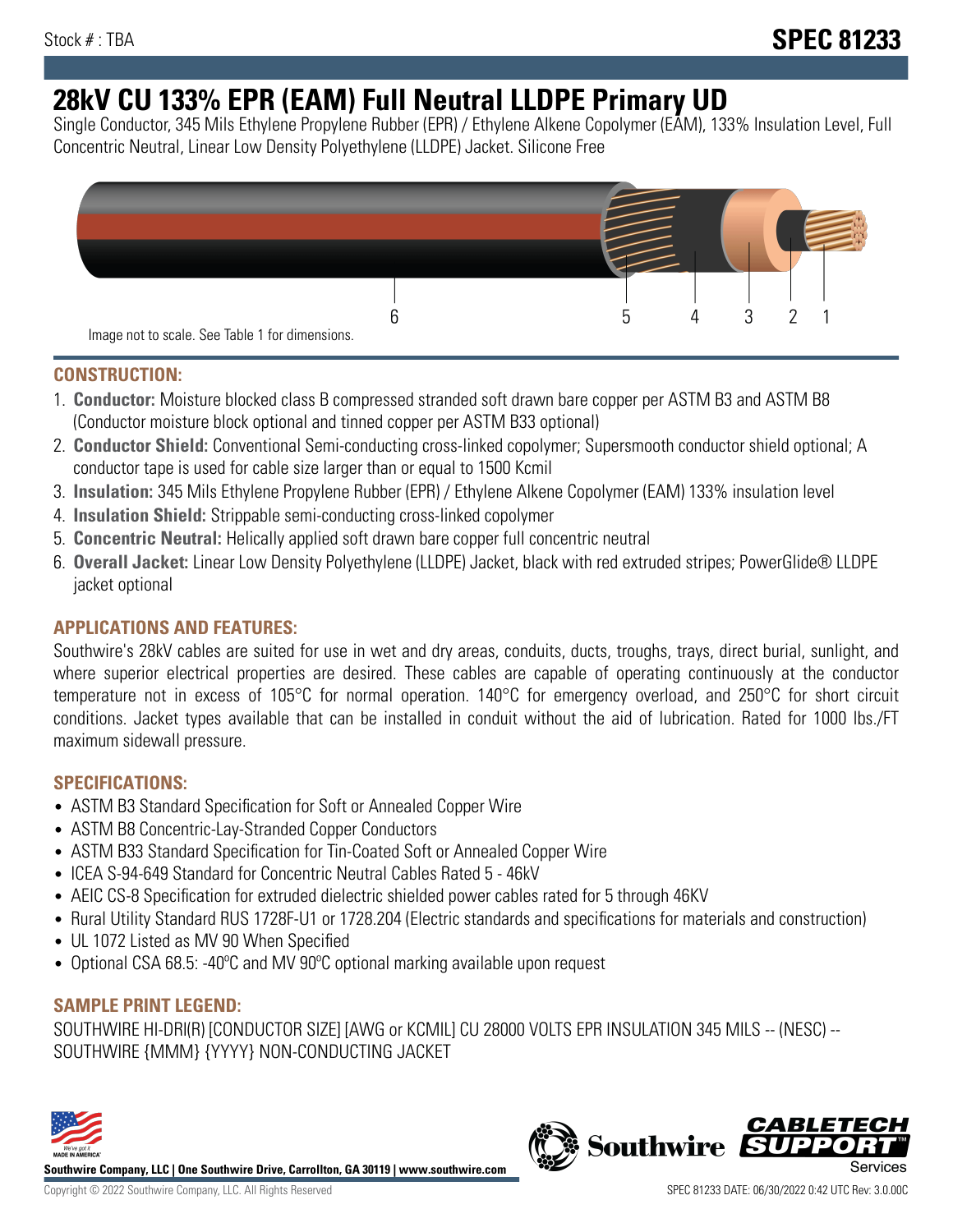Stock # : TBA

# SPEC 81233

# 28kV CU 133% EPR (EAM) Full Neutral LLDPE Primary UD

Single Conductor, 345 Mils Ethylene Propylene Rubber (EPR) / Ethylene Alkene Copolymer (EAM), 133% Insulation Level, Full Concentric Neutral, Linear Low Density Polyethylene (LLDPE) Jacket. Silicone Free

6 5 4 3 2 1

Image not to scale. See Table 1 for dimensions.

## CONSTRUCTION:

1. **Conductor:** Moisture blocked class B compressed stranded soft drawn bare copper per ASTM B3 and ASTM B8 (Conductor moisture block optional and tinned copper per ASTM B33 optional)
2. **Conductor Shield:** Conventional Semi-conducting cross-linked copolymer; Supersmooth conductor shield optional; A conductor tape is used for cable size larger than or equal to 1500 Kcmil
3. **Insulation:** 345 Mils Ethylene Propylene Rubber (EPR) / Ethylene Alkene Copolymer (EAM) 133% insulation level
4. **Insulation Shield:** Strippable semi-conducting cross-linked copolymer
5. **Concentric Neutral:** Helically applied soft drawn bare copper full concentric neutral
6. **Overall Jacket:** Linear Low Density Polyethylene (LLDPE) Jacket, black with red extruded stripes; PowerGlide® LLDPE jacket optional

## APPLICATIONS AND FEATURES:

Southwire's 28kV cables are suited for use in wet and dry areas, conduits, ducts, troughs, trays, direct burial, sunlight, and where superior electrical properties are desired. These cables are capable of operating continuously at the conductor temperature not in excess of 105°C for normal operation. 140°C for emergency overload, and 250°C for short circuit conditions. Jacket types available that can be installed in conduit without the aid of lubrication. Rated for 1000 lbs./FT maximum sidewall pressure.

## SPECIFICATIONS:

- ASTM B3 Standard Specification for Soft or Annealed Copper Wire
- ASTM B8 Concentric-Lay-Stranded Copper Conductors
- ASTM B33 Standard Specification for Tin-Coated Soft or Annealed Copper Wire
- ICEA S-94-649 Standard for Concentric Neutral Cables Rated 5 - 46kV
- AEIC CS-8 Specification for extruded dielectric shielded power cables rated for 5 through 46KV
- Rural Utility Standard RUS 1728F-U1 or 1728.204 (Electric standards and specifications for materials and construction)
- UL 1072 Listed as MV 90 When Specified
- Optional CSA 68.5: -40ºC and MV 90ºC optional marking available upon request

## SAMPLE PRINT LEGEND:

SOUTHWIRE HI-DRI(R) [CONDUCTOR SIZE] [AWG or KCMIL] CU 28000 VOLTS EPR INSULATION 345 MILS -- (NESC) -- SOUTHWIRE {MMM} {YYYY} NON-CONDUCTING JACKET

**Southwire Company, LLC | One Southwire Drive, Carrollton, GA 30119 | www.southwire.com**

Copyright © 2022 Southwire Company, LLC. All Rights Reserved

SPEC 81233 DATE: 06/30/2022 0:42 UTC Rev: 3.0.00C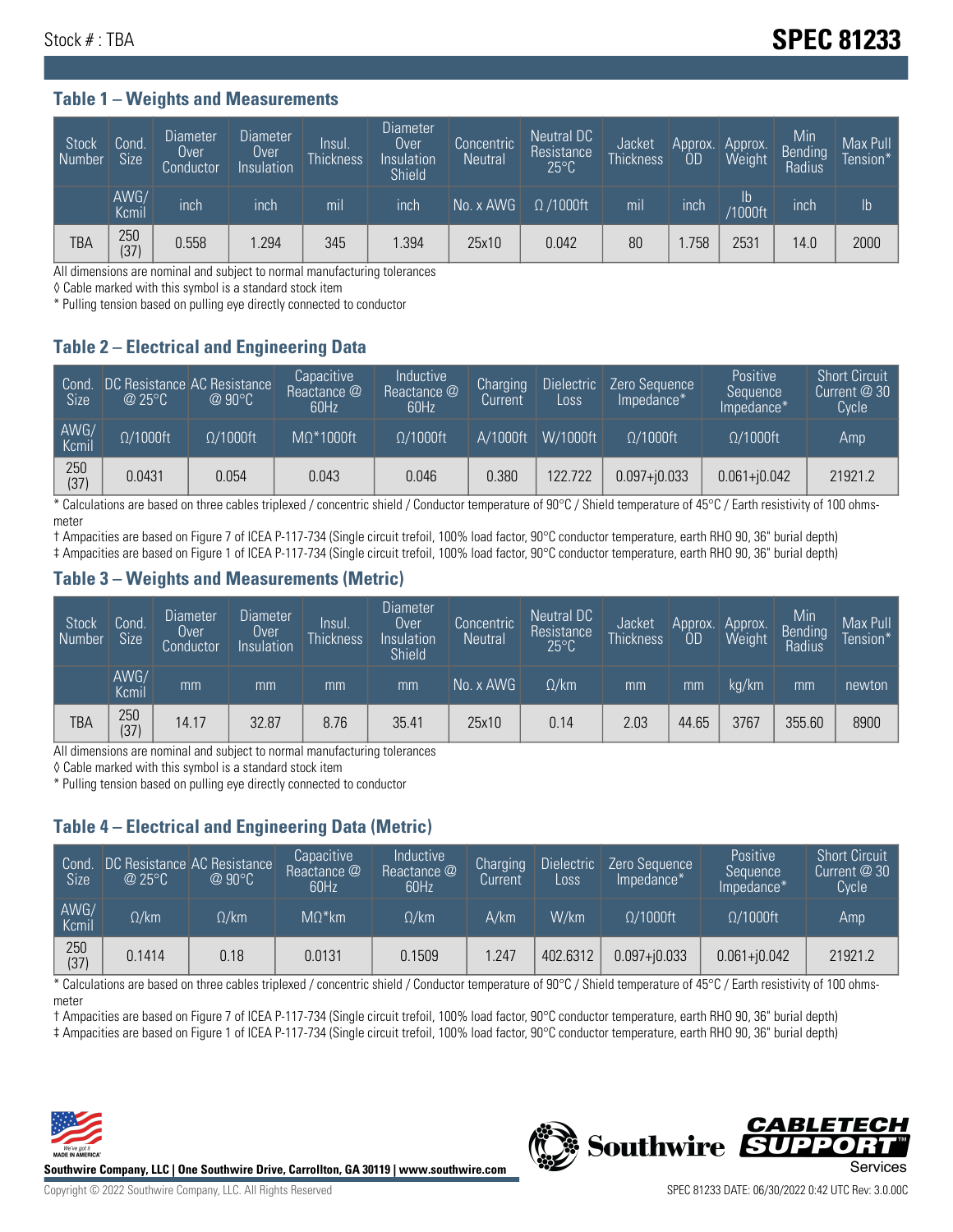Stock # : TBA

# SPEC 81233

## Table 1 – Weights and Measurements

| Stock Number | Cond. Size | Diameter Over Conductor | Diameter Over Insulation | Insul. Thickness | Diameter Over Insulation Shield | Concentric Neutral | Neutral DC Resistance 25°C | Jacket Thickness | Approx. OD | Approx. Weight | Min Bending Radius | Max Pull Tension* |
|---|---|---|---|---|---|---|---|---|---|---|---|---|
| | AWG/ Kcmil | inch | inch | mil | inch | No. x AWG | Ω /1000ft | mil | inch | lb /1000ft | inch | lb |
| TBA | 250 (37) | 0.558 | 1.294 | 345 | 1.394 | 25x10 | 0.042 | 80 | 1.758 | 2531 | 14.0 | 2000 |

All dimensions are nominal and subject to normal manufacturing tolerances

◊ Cable marked with this symbol is a standard stock item

* Pulling tension based on pulling eye directly connected to conductor

## Table 2 – Electrical and Engineering Data

| Cond. Size | DC Resistance @ 25°C | AC Resistance @ 90°C | Capacitive Reactance @ 60Hz | Inductive Reactance @ 60Hz | Charging Current | Dielectric Loss | Zero Sequence Impedance* | Positive Sequence Impedance* | Short Circuit Current @ 30 Cycle |
|---|---|---|---|---|---|---|---|---|---|
| AWG/ Kcmil | Ω/1000ft | Ω/1000ft | MΩ*1000ft | Ω/1000ft | A/1000ft | W/1000ft | Ω/1000ft | Ω/1000ft | Amp |
| 250 (37) | 0.0431 | 0.054 | 0.043 | 0.046 | 0.380 | 122.722 | 0.097+j0.033 | 0.061+j0.042 | 21921.2 |

* Calculations are based on three cables triplexed / concentric shield / Conductor temperature of 90°C / Shield temperature of 45°C / Earth resistivity of 100 ohms-meter

† Ampacities are based on Figure 7 of ICEA P-117-734 (Single circuit trefoil, 100% load factor, 90°C conductor temperature, earth RHO 90, 36" burial depth)

‡ Ampacities are based on Figure 1 of ICEA P-117-734 (Single circuit trefoil, 100% load factor, 90°C conductor temperature, earth RHO 90, 36" burial depth)

## Table 3 – Weights and Measurements (Metric)

| Stock Number | Cond. Size | Diameter Over Conductor | Diameter Over Insulation | Insul. Thickness | Diameter Over Insulation Shield | Concentric Neutral | Neutral DC Resistance 25°C | Jacket Thickness | Approx. OD | Approx. Weight | Min Bending Radius | Max Pull Tension* |
|---|---|---|---|---|---|---|---|---|---|---|---|---|
| | AWG/ Kcmil | mm | mm | mm | mm | No. x AWG | Ω/km | mm | mm | kg/km | mm | newton |
| TBA | 250 (37) | 14.17 | 32.87 | 8.76 | 35.41 | 25x10 | 0.14 | 2.03 | 44.65 | 3767 | 355.60 | 8900 |

All dimensions are nominal and subject to normal manufacturing tolerances

◊ Cable marked with this symbol is a standard stock item

* Pulling tension based on pulling eye directly connected to conductor

## Table 4 – Electrical and Engineering Data (Metric)

| Cond. Size | DC Resistance @ 25°C | AC Resistance @ 90°C | Capacitive Reactance @ 60Hz | Inductive Reactance @ 60Hz | Charging Current | Dielectric Loss | Zero Sequence Impedance* | Positive Sequence Impedance* | Short Circuit Current @ 30 Cycle |
|---|---|---|---|---|---|---|---|---|---|
| AWG/ Kcmil | Ω/km | Ω/km | MΩ*km | Ω/km | A/km | W/km | Ω/1000ft | Ω/1000ft | Amp |
| 250 (37) | 0.1414 | 0.18 | 0.0131 | 0.1509 | 1.247 | 402.6312 | 0.097+j0.033 | 0.061+j0.042 | 21921.2 |

* Calculations are based on three cables triplexed / concentric shield / Conductor temperature of 90°C / Shield temperature of 45°C / Earth resistivity of 100 ohms-meter

† Ampacities are based on Figure 7 of ICEA P-117-734 (Single circuit trefoil, 100% load factor, 90°C conductor temperature, earth RHO 90, 36" burial depth)

‡ Ampacities are based on Figure 1 of ICEA P-117-734 (Single circuit trefoil, 100% load factor, 90°C conductor temperature, earth RHO 90, 36" burial depth)

Southwire Company, LLC | One Southwire Drive, Carrollton, GA 30119 | www.southwire.com

Copyright © 2022 Southwire Company, LLC. All Rights Reserved

SPEC 81233 DATE: 06/30/2022 0:42 UTC Rev: 3.0.00C